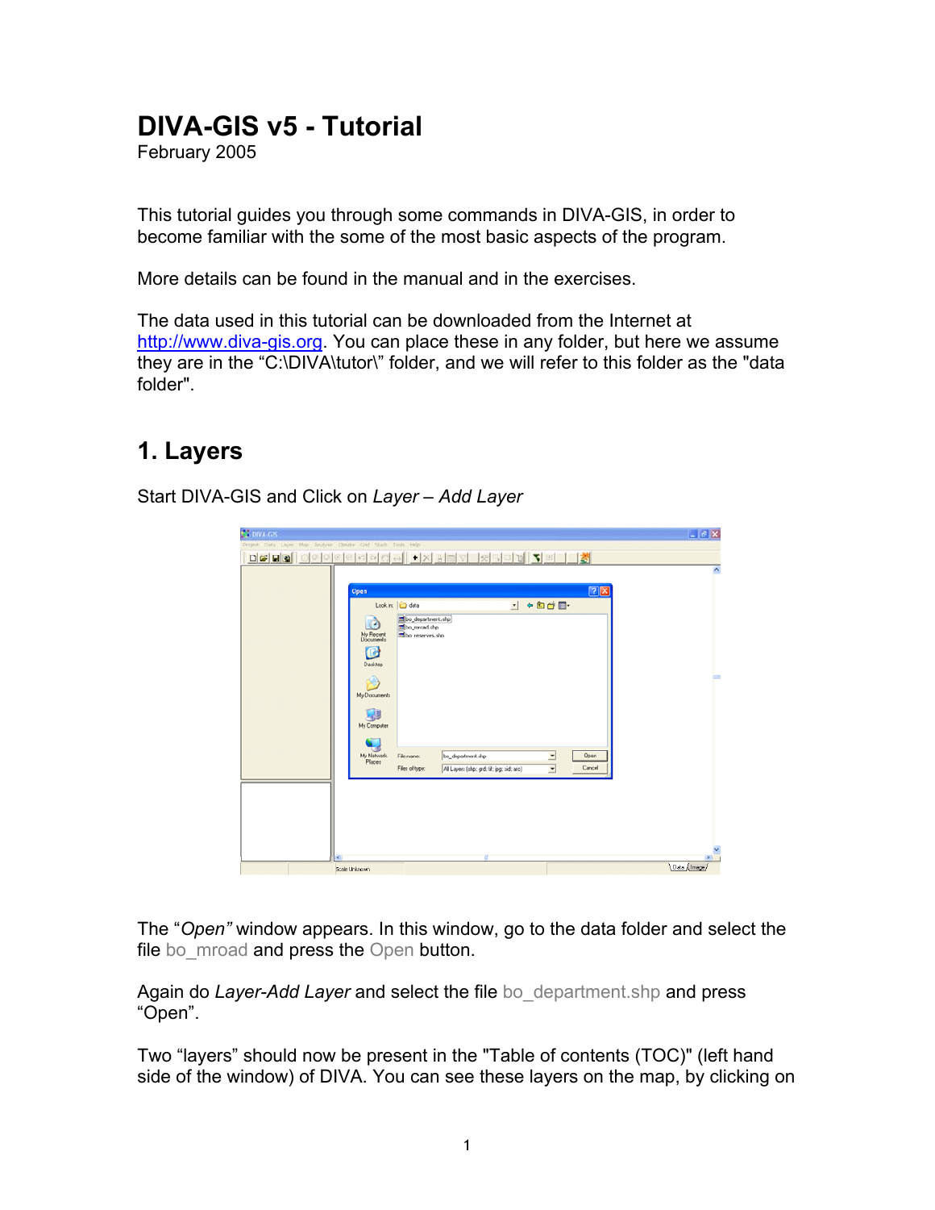# DIVA-GIS v5 - Tutorial

February 2005

This tutorial guides you through some commands in DIVA-GIS, in order to become familiar with the some of the most basic aspects of the program.

More details can be found in the manual and in the exercises.

The data used in this tutorial can be downloaded from the Internet at http://www.diva-gis.org. You can place these in any folder, but here we assume they are in the "C:\DIVA\tutor\" folder, and we will refer to this folder as the "data folder".

## 1. Layers

Start DIVA-GIS and Click on *Layer – Add Layer*

The "*Open*" window appears. In this window, go to the data folder and select the file bo_mroad and press the Open button.

Again do *Layer-Add Layer* and select the file bo_department.shp and press "Open".

Two "layers" should now be present in the "Table of contents (TOC)" (left hand side of the window) of DIVA. You can see these layers on the map, by clicking on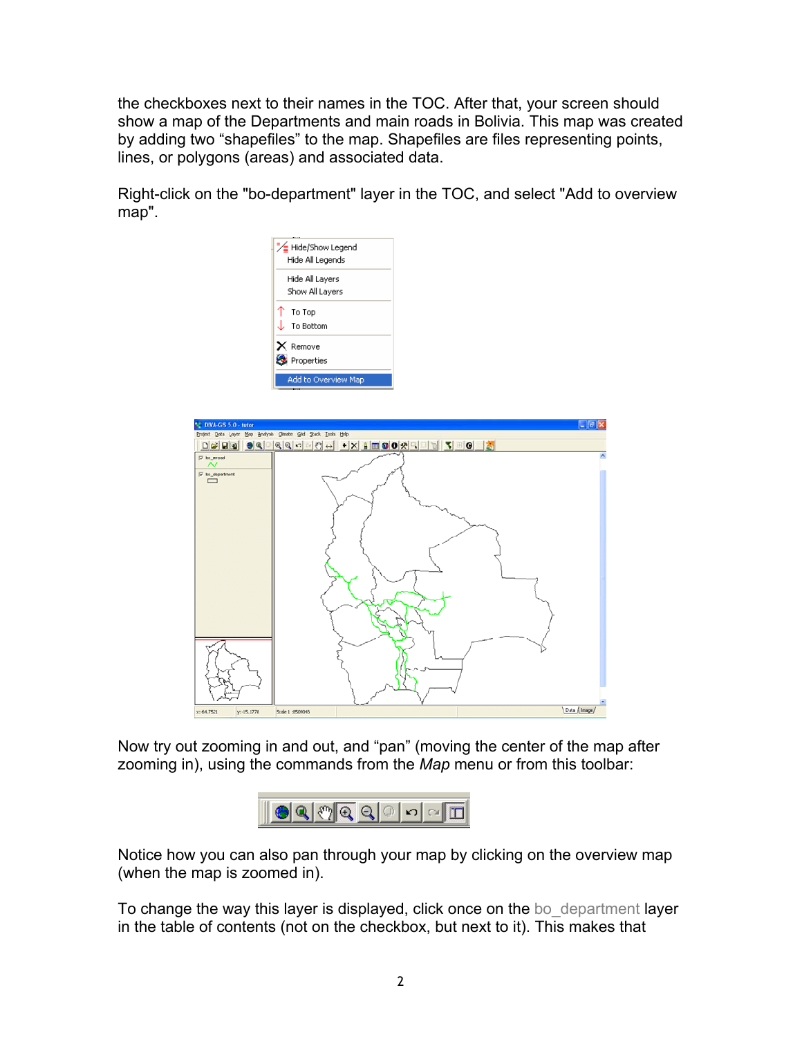the checkboxes next to their names in the TOC. After that, your screen should show a map of the Departments and main roads in Bolivia. This map was created by adding two "shapefiles" to the map. Shapefiles are files representing points, lines, or polygons (areas) and associated data.

Right-click on the "bo-department" layer in the TOC, and select "Add to overview map".

Now try out zooming in and out, and "pan" (moving the center of the map after zooming in), using the commands from the *Map* menu or from this toolbar:

Notice how you can also pan through your map by clicking on the overview map (when the map is zoomed in).

To change the way this layer is displayed, click once on the bo_department layer in the table of contents (not on the checkbox, but next to it). This makes that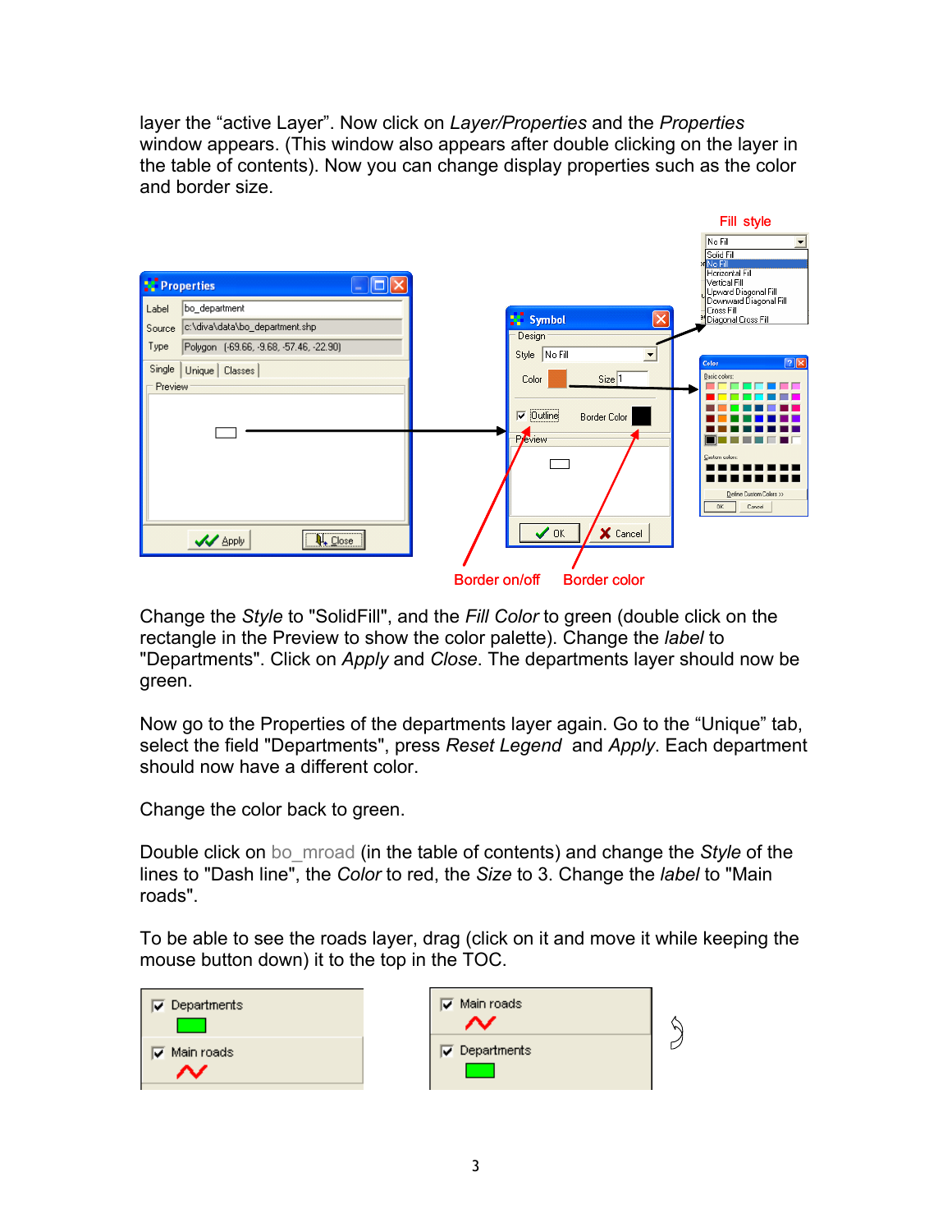layer the “active Layer”. Now click on *Layer/Properties* and the *Properties* window appears. (This window also appears after double clicking on the layer in the table of contents). Now you can change display properties such as the color and border size.

Change the *Style* to "SolidFill", and the *Fill Color* to green (double click on the rectangle in the Preview to show the color palette). Change the *label* to "Departments". Click on *Apply* and *Close*. The departments layer should now be green.

Now go to the Properties of the departments layer again. Go to the “Unique” tab, select the field "Departments", press *Reset Legend* and *Apply*. Each department should now have a different color.

Change the color back to green.

Double click on bo_mroad (in the table of contents) and change the *Style* of the lines to "Dash line", the *Color* to red, the *Size* to 3. Change the *label* to "Main roads".

To be able to see the roads layer, drag (click on it and move it while keeping the mouse button down) it to the top in the TOC.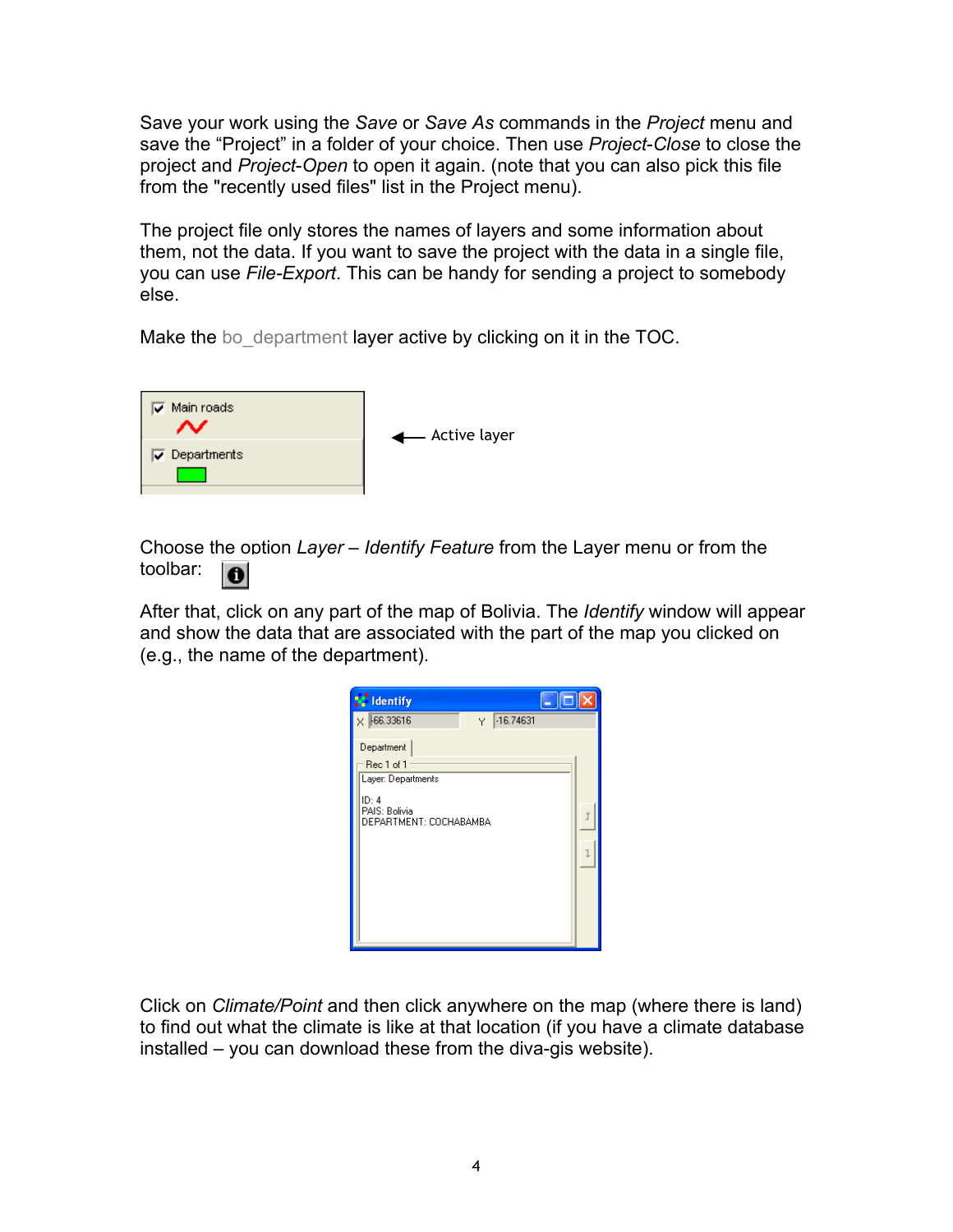Save your work using the *Save* or *Save As* commands in the *Project* menu and save the “Project” in a folder of your choice. Then use *Project-Close* to close the project and *Project-Open* to open it again. (note that you can also pick this file from the "recently used files" list in the Project menu).

The project file only stores the names of layers and some information about them, not the data. If you want to save the project with the data in a single file, you can use *File-Export*. This can be handy for sending a project to somebody else.

Make the bo_department layer active by clicking on it in the TOC.

Main roads

Departments

Active layer

Choose the option *Layer – Identify Feature* from the Layer menu or from the toolbar:

After that, click on any part of the map of Bolivia. The *Identify* window will appear and show the data that are associated with the part of the map you clicked on (e.g., the name of the department).

Identify

X -66.33616 Y -16.74631

Department

Rec 1 of 1

Layer: Departments

ID: 4
PAIS: Bolivia
DEPARTMENT: COCHABAMBA

Click on *Climate/Point* and then click anywhere on the map (where there is land) to find out what the climate is like at that location (if you have a climate database installed – you can download these from the diva-gis website).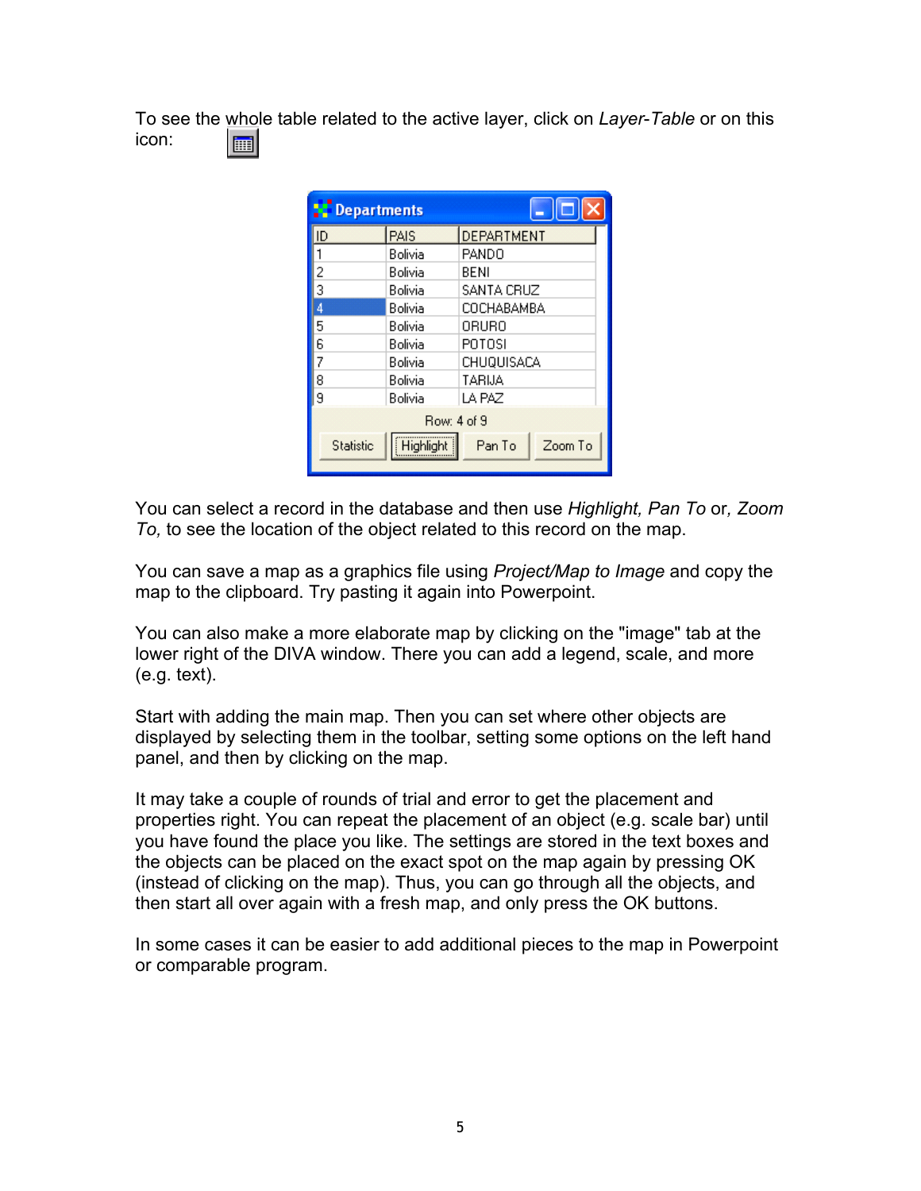To see the whole table related to the active layer, click on *Layer-Table* or on this icon:

| ID | PAIS | DEPARTMENT |
|---|---|---|
| 1 | Bolivia | PANDO |
| 2 | Bolivia | BENI |
| 3 | Bolivia | SANTA CRUZ |
| 4 | Bolivia | COCHABAMBA |
| 5 | Bolivia | ORURO |
| 6 | Bolivia | POTOSI |
| 7 | Bolivia | CHUQUISACA |
| 8 | Bolivia | TARIJA |
| 9 | Bolivia | LA PAZ |

You can select a record in the database and then use *Highlight, Pan To* or, *Zoom To,* to see the location of the object related to this record on the map.

You can save a map as a graphics file using *Project/Map to Image* and copy the map to the clipboard. Try pasting it again into Powerpoint.

You can also make a more elaborate map by clicking on the "image" tab at the lower right of the DIVA window. There you can add a legend, scale, and more (e.g. text).

Start with adding the main map. Then you can set where other objects are displayed by selecting them in the toolbar, setting some options on the left hand panel, and then by clicking on the map.

It may take a couple of rounds of trial and error to get the placement and properties right. You can repeat the placement of an object (e.g. scale bar) until you have found the place you like. The settings are stored in the text boxes and the objects can be placed on the exact spot on the map again by pressing OK (instead of clicking on the map). Thus, you can go through all the objects, and then start all over again with a fresh map, and only press the OK buttons.

In some cases it can be easier to add additional pieces to the map in Powerpoint or comparable program.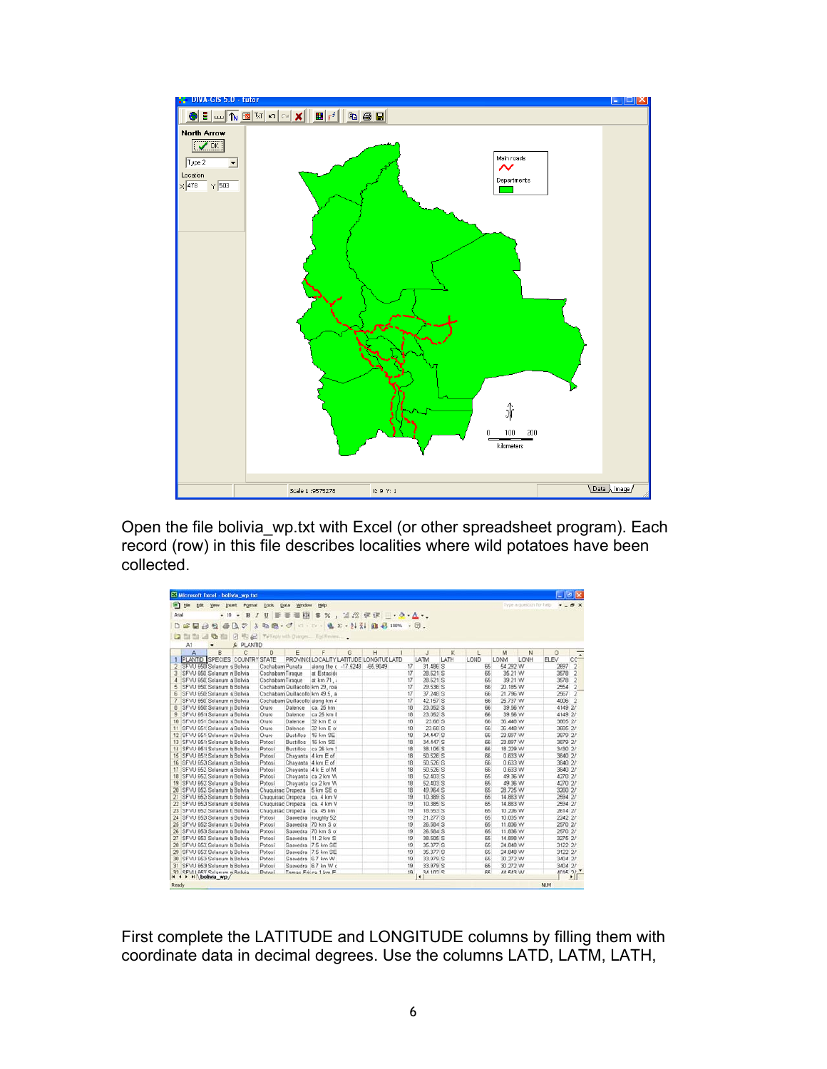Open the file bolivia_wp.txt with Excel (or other spreadsheet program). Each record (row) in this file describes localities where wild potatoes have been collected.

First complete the LATITUDE and LONGITUDE columns by filling them with coordinate data in decimal degrees. Use the columns LATD, LATM, LATH,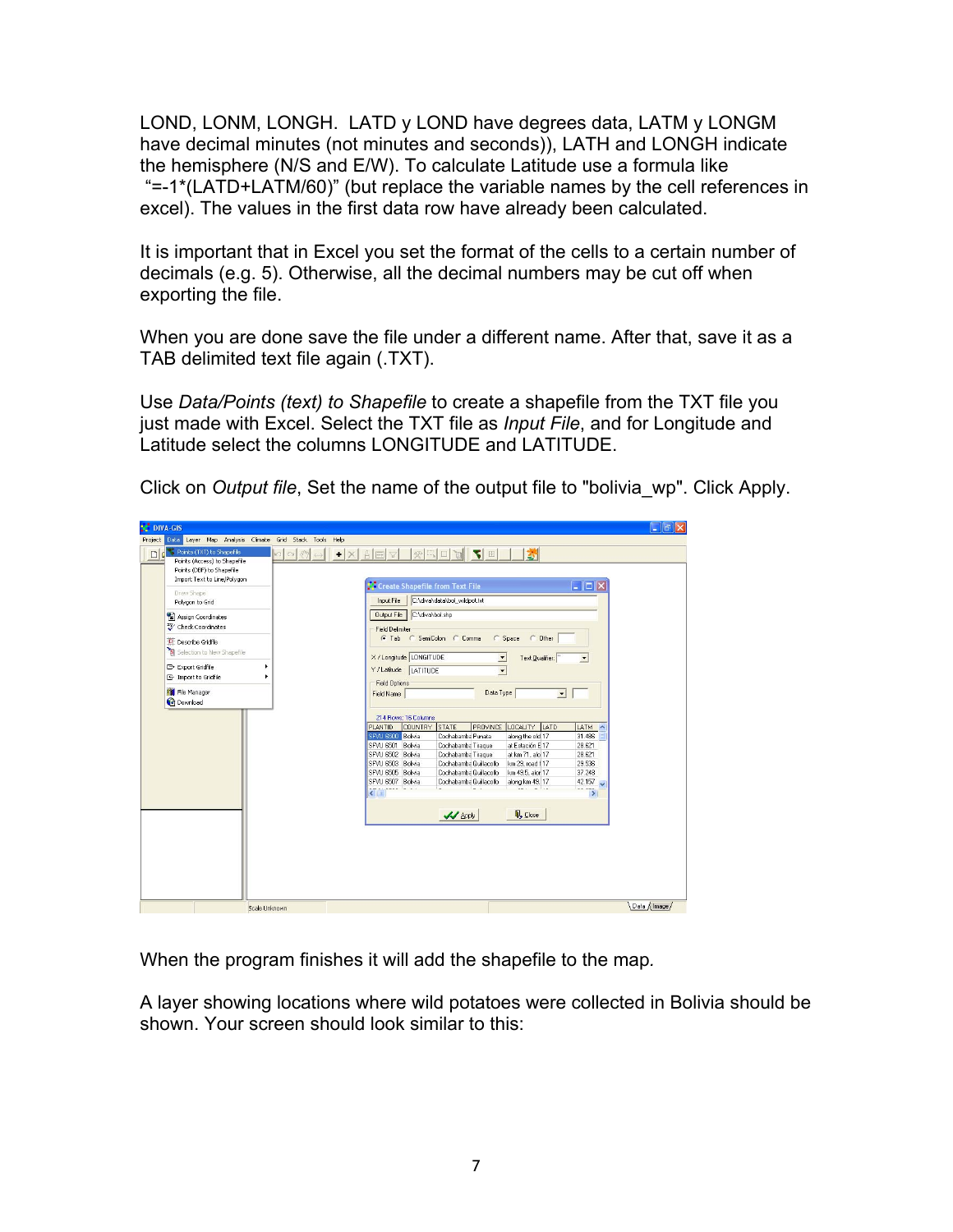LOND, LONM, LONGH. LATD y LOND have degrees data, LATM y LONGM have decimal minutes (not minutes and seconds)), LATH and LONGH indicate the hemisphere (N/S and E/W). To calculate Latitude use a formula like "=-1*(LATD+LATM/60)" (but replace the variable names by the cell references in excel). The values in the first data row have already been calculated.

It is important that in Excel you set the format of the cells to a certain number of decimals (e.g. 5). Otherwise, all the decimal numbers may be cut off when exporting the file.

When you are done save the file under a different name. After that, save it as a TAB delimited text file again (.TXT).

Use *Data/Points (text) to Shapefile* to create a shapefile from the TXT file you just made with Excel. Select the TXT file as *Input File*, and for Longitude and Latitude select the columns LONGITUDE and LATITUDE.

Click on *Output file*, Set the name of the output file to "bolivia_wp". Click Apply.

When the program finishes it will add the shapefile to the map.

A layer showing locations where wild potatoes were collected in Bolivia should be shown. Your screen should look similar to this: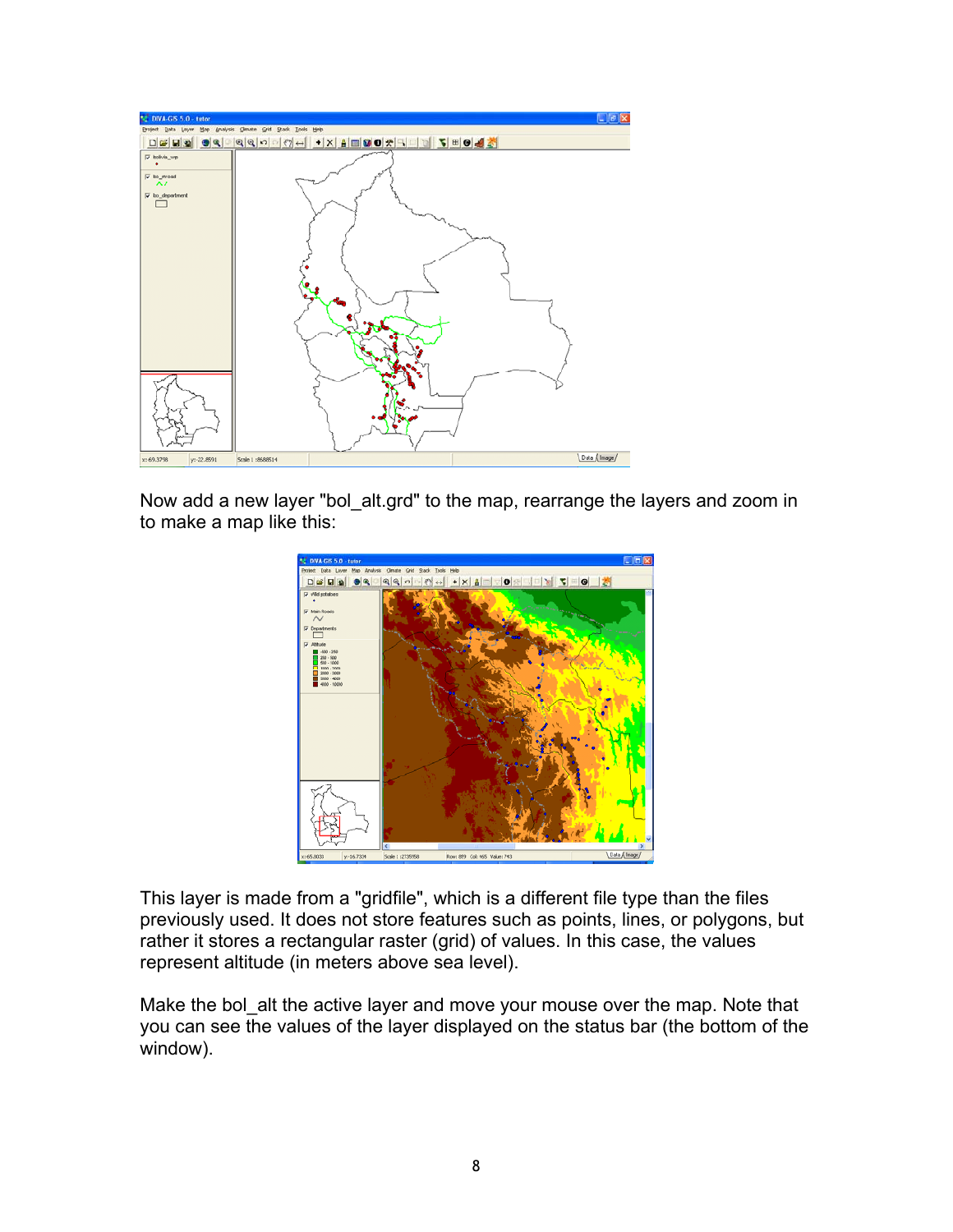Now add a new layer "bol_alt.grd" to the map, rearrange the layers and zoom in to make a map like this:

This layer is made from a "gridfile", which is a different file type than the files previously used. It does not store features such as points, lines, or polygons, but rather it stores a rectangular raster (grid) of values. In this case, the values represent altitude (in meters above sea level).

Make the bol_alt the active layer and move your mouse over the map. Note that you can see the values of the layer displayed on the status bar (the bottom of the window).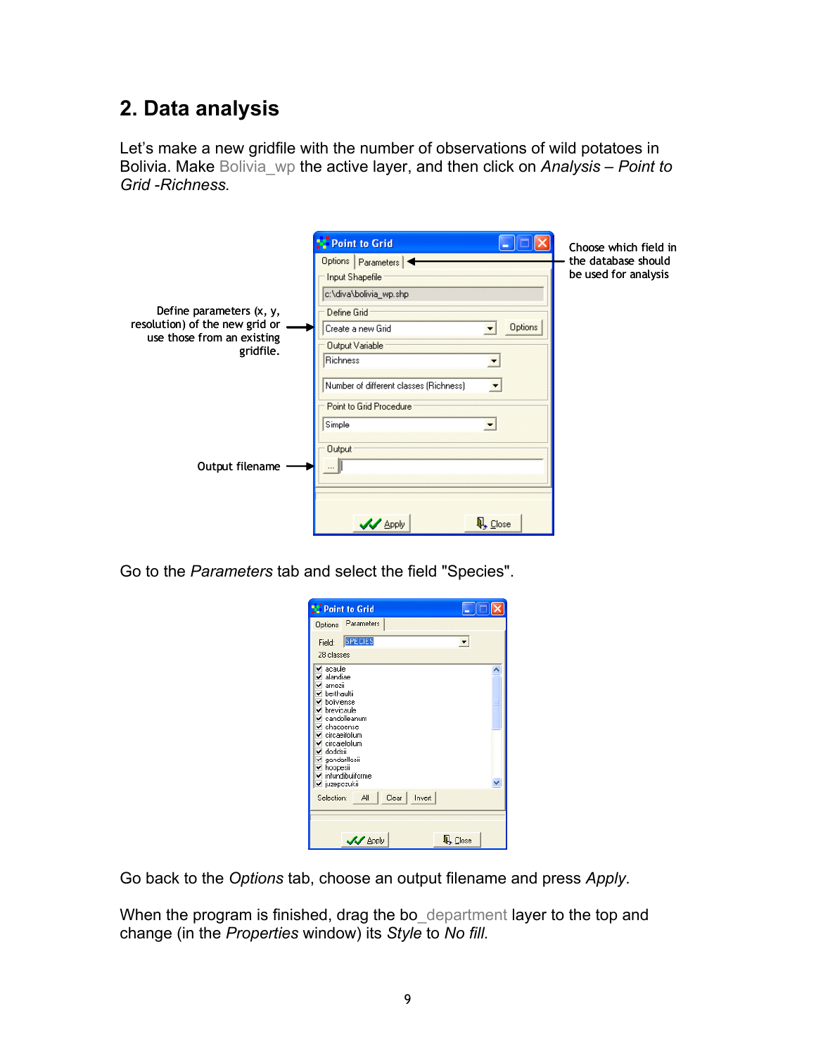## 2. Data analysis

Let's make a new gridfile with the number of observations of wild potatoes in Bolivia. Make Bolivia_wp the active layer, and then click on *Analysis – Point to Grid -Richness.*

Define parameters (x, y, resolution) of the new grid or use those from an existing gridfile.

Choose which field in the database should be used for analysis

Output filename

Go to the *Parameters* tab and select the field "Species".

Go back to the *Options* tab, choose an output filename and press *Apply*.

When the program is finished, drag the bo_department layer to the top and change (in the *Properties* window) its *Style* to *No fill.*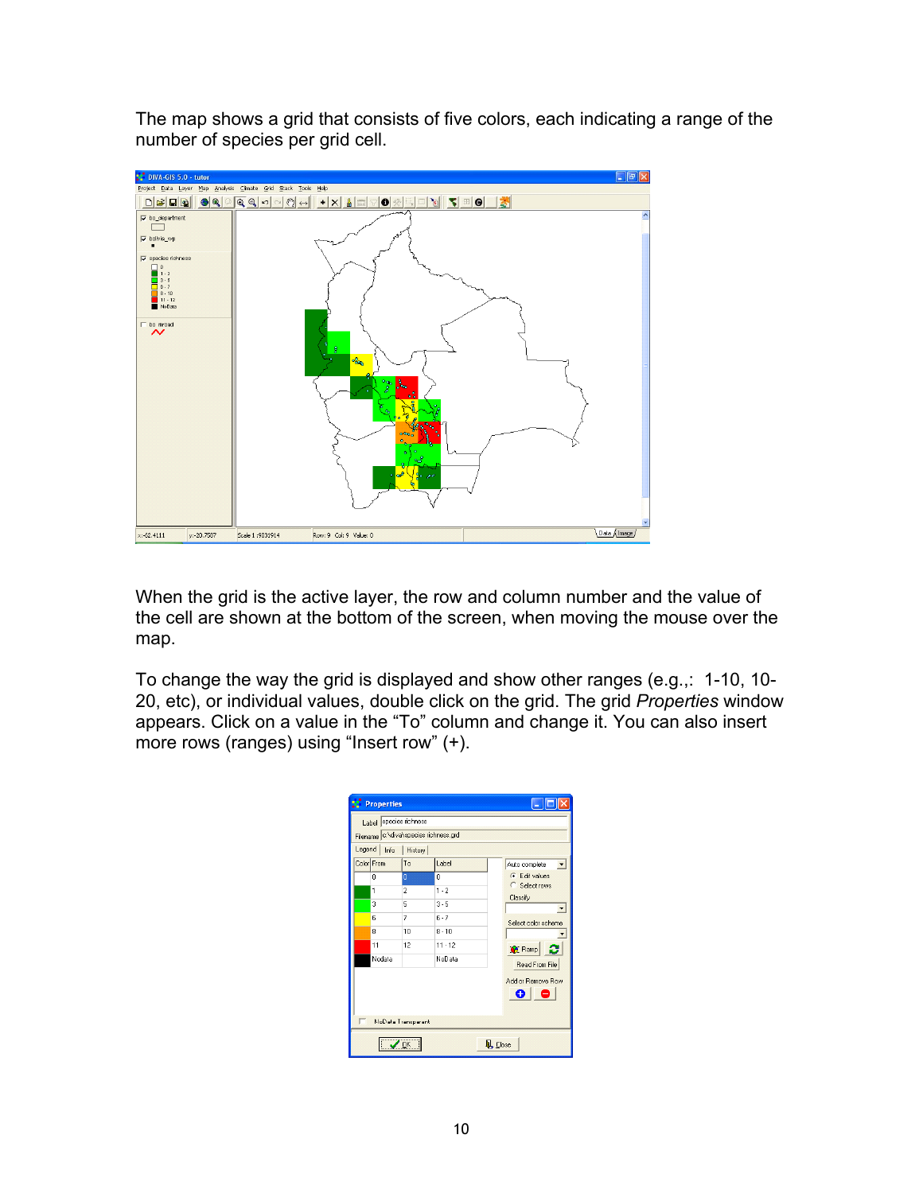The map shows a grid that consists of five colors, each indicating a range of the number of species per grid cell.

When the grid is the active layer, the row and column number and the value of the cell are shown at the bottom of the screen, when moving the mouse over the map.

To change the way the grid is displayed and show other ranges (e.g.,: 1-10, 10-20, etc), or individual values, double click on the grid. The grid *Properties* window appears. Click on a value in the “To” column and change it. You can also insert more rows (ranges) using “Insert row” (+).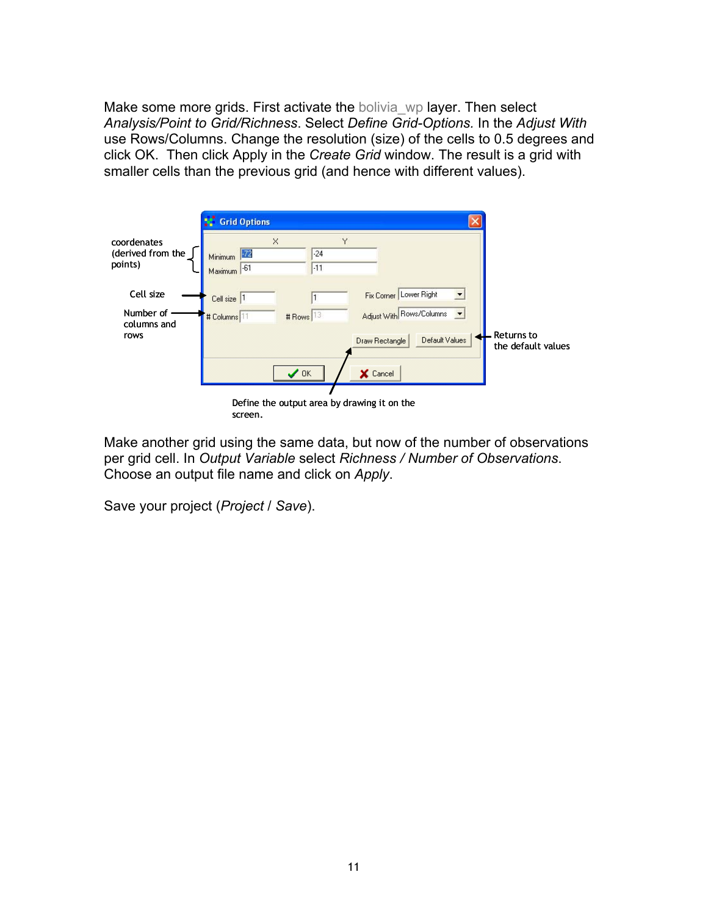Make some more grids. First activate the bolivia_wp layer. Then select *Analysis/Point to Grid/Richness*. Select *Define Grid-Options.* In the *Adjust With* use Rows/Columns. Change the resolution (size) of the cells to 0.5 degrees and click OK.  Then click Apply in the *Create Grid* window. The result is a grid with smaller cells than the previous grid (and hence with different values).

coordenates (derived from the points)

Cell size

Number of columns and rows

Grid Options

X

Y

Minimum -72 -24

Maximum -61 -11

Cell size 1 1

Fix Corner Lower Right

# Columns 11 # Rows 13

Adjust With Rows/Columns

Draw Rectangle

Default Values

OK

Cancel

Returns to the default values

Define the output area by drawing it on the screen.

Make another grid using the same data, but now of the number of observations per grid cell. In *Output Variable* select *Richness / Number of Observations*. Choose an output file name and click on *Apply*.

Save your project (*Project* / *Save*).